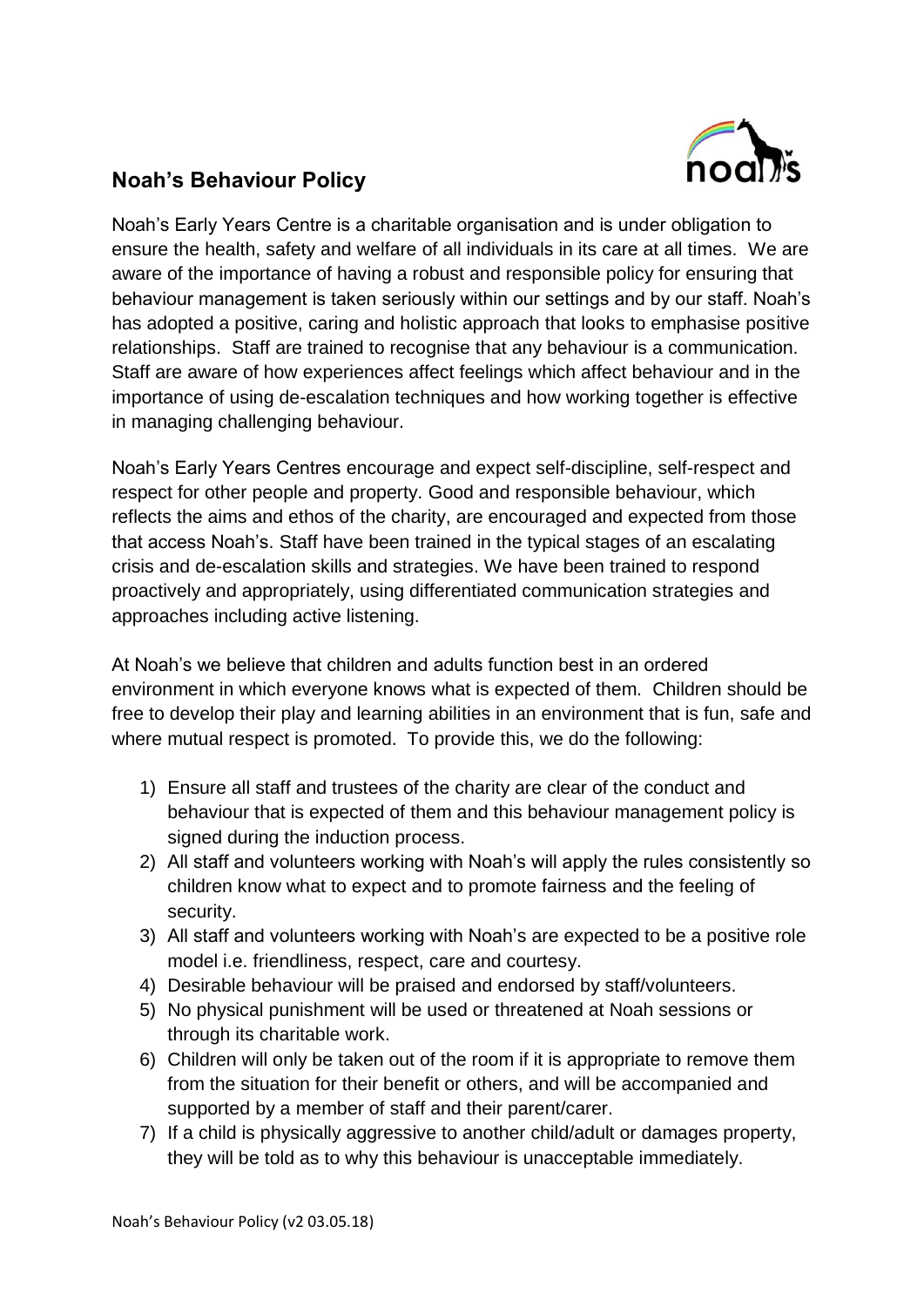## Noah's Behaviour Policy

Noah's Early Years Centre is a charitable organisation and is under obligation to ensure the health, safety and welfare of all individuals in its care at all times. We are aware of the importance of having a robust and responsible policy for ensuring that behaviour management is taken seriously within our settings and by our staff. Noah's has adopted a positive, caring and holistic approach that looks to emphasise positive relationships. Staff are trained to recognise that any behaviour is a communication. Staff are aware of how experiences affect feelings which affect behaviour and in the importance of using de-escalation techniques and how working together is effective in managing challenging behaviour.

Noah's Early Years Centres encourage and expect self-discipline, self-respect and respect for other people and property. Good and responsible behaviour, which reflects the aims and ethos of the charity, are encouraged and expected from those that access Noah's. Staff have been trained in the typical stages of an escalating crisis and de-escalation skills and strategies. We have been trained to respond proactively and appropriately, using differentiated communication strategies and approaches including active listening.

At Noah's we believe that children and adults function best in an ordered environment in which everyone knows what is expected of them. Children should be free to develop their play and learning abilities in an environment that is fun, safe and where mutual respect is promoted. To provide this, we do the following:

1) Ensure all staff and trustees of the charity are clear of the conduct and behaviour that is expected of them and this behaviour management policy is signed during the induction process.
2) All staff and volunteers working with Noah's will apply the rules consistently so children know what to expect and to promote fairness and the feeling of security.
3) All staff and volunteers working with Noah's are expected to be a positive role model i.e. friendliness, respect, care and courtesy.
4) Desirable behaviour will be praised and endorsed by staff/volunteers.
5) No physical punishment will be used or threatened at Noah sessions or through its charitable work.
6) Children will only be taken out of the room if it is appropriate to remove them from the situation for their benefit or others, and will be accompanied and supported by a member of staff and their parent/carer.
7) If a child is physically aggressive to another child/adult or damages property, they will be told as to why this behaviour is unacceptable immediately.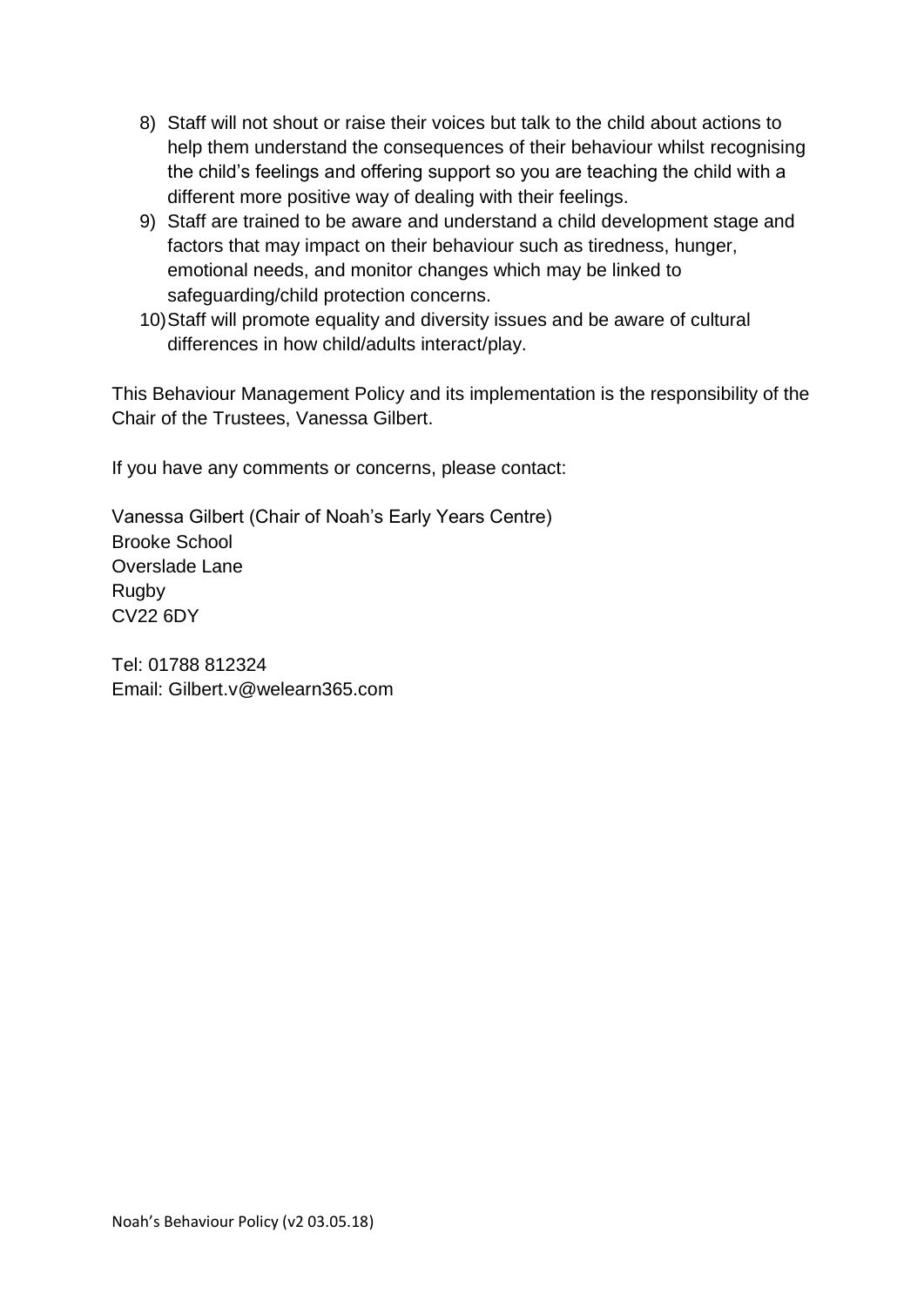8) Staff will not shout or raise their voices but talk to the child about actions to help them understand the consequences of their behaviour whilst recognising the child's feelings and offering support so you are teaching the child with a different more positive way of dealing with their feelings.
9) Staff are trained to be aware and understand a child development stage and factors that may impact on their behaviour such as tiredness, hunger, emotional needs, and monitor changes which may be linked to safeguarding/child protection concerns.
10) Staff will promote equality and diversity issues and be aware of cultural differences in how child/adults interact/play.

This Behaviour Management Policy and its implementation is the responsibility of the Chair of the Trustees, Vanessa Gilbert.

If you have any comments or concerns, please contact:

Vanessa Gilbert (Chair of Noah's Early Years Centre)
Brooke School
Overslade Lane
Rugby
CV22 6DY

Tel: 01788 812324
Email: Gilbert.v@welearn365.com